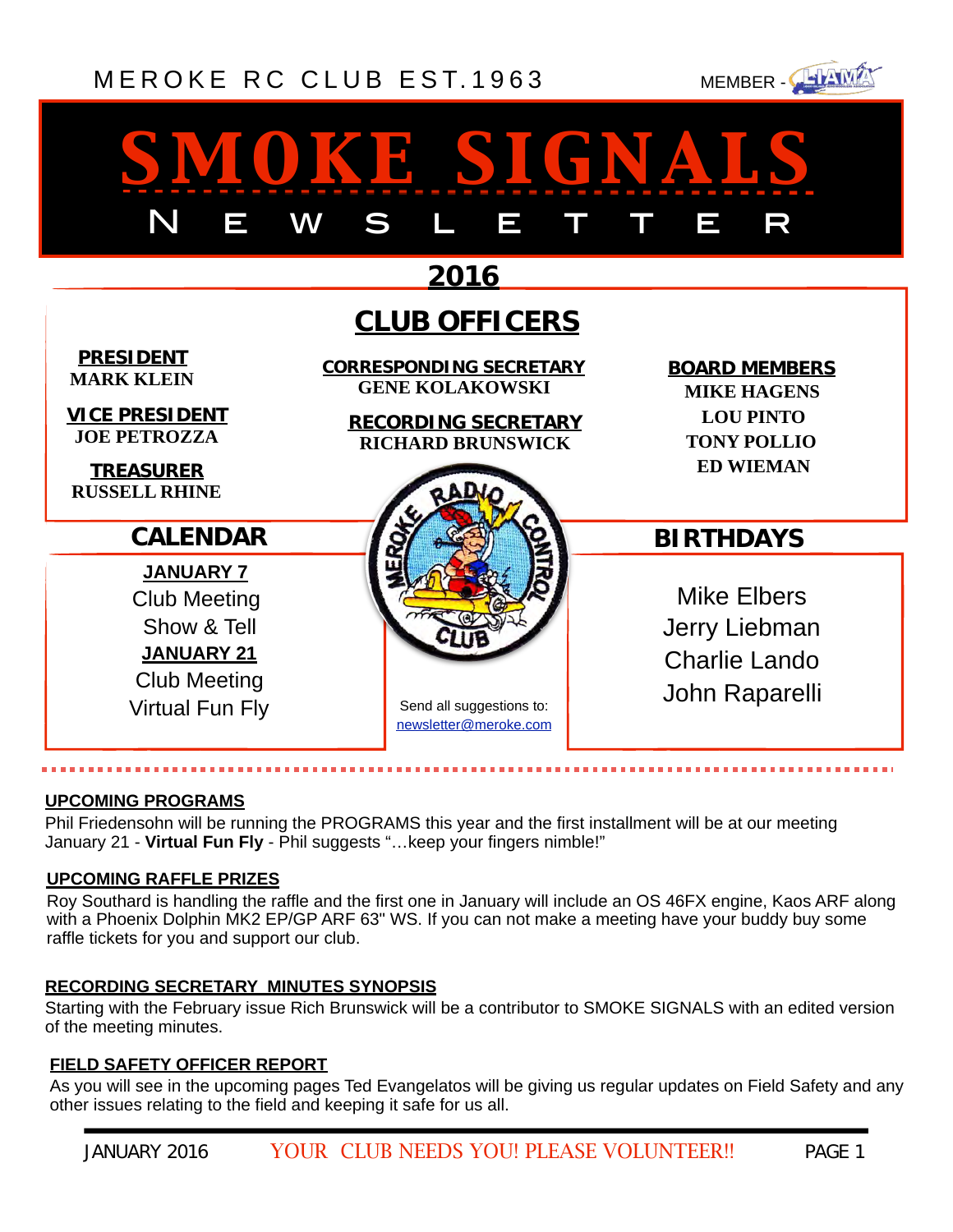MEROKE RC CLUB EST.1963

MEMBER - LIAMA

# SMOKE SIGNALS

NEWSLETTER

## 2016

## CLUB OFFICERS

**PRESIDENT**
MARK KLEIN

**VICE PRESIDENT**
JOE PETROZZA

**TREASURER**
RUSSELL RHINE

**CORRESPONDING SECRETARY**
GENE KOLAKOWSKI

**RECORDING SECRETARY**
RICHARD BRUNSWICK

**BOARD MEMBERS**
MIKE HAGENS
LOU PINTO
TONY POLLIO
ED WIEMAN

## CALENDAR

**JANUARY 7**
Club Meeting
Show & Tell

**JANUARY 21**
Club Meeting
Virtual Fun Fly

Send all suggestions to:
newsletter@meroke.com

## BIRTHDAYS

Mike Elbers
Jerry Liebman
Charlie Lando
John Raparelli

### UPCOMING PROGRAMS

Phil Friedensohn will be running the PROGRAMS this year and the first installment will be at our meeting January 21 - **Virtual Fun Fly** - Phil suggests "…keep your fingers nimble!"

### UPCOMING RAFFLE PRIZES

Roy Southard is handling the raffle and the first one in January will include an OS 46FX engine, Kaos ARF along with a Phoenix Dolphin MK2 EP/GP ARF 63" WS. If you can not make a meeting have your buddy buy some raffle tickets for you and support our club.

### RECORDING SECRETARY MINUTES SYNOPSIS

Starting with the February issue Rich Brunswick will be a contributor to SMOKE SIGNALS with an edited version of the meeting minutes.

### FIELD SAFETY OFFICER REPORT

As you will see in the upcoming pages Ted Evangelatos will be giving us regular updates on Field Safety and any other issues relating to the field and keeping it safe for us all.

YOUR CLUB NEEDS YOU! PLEASE VOLUNTEER!!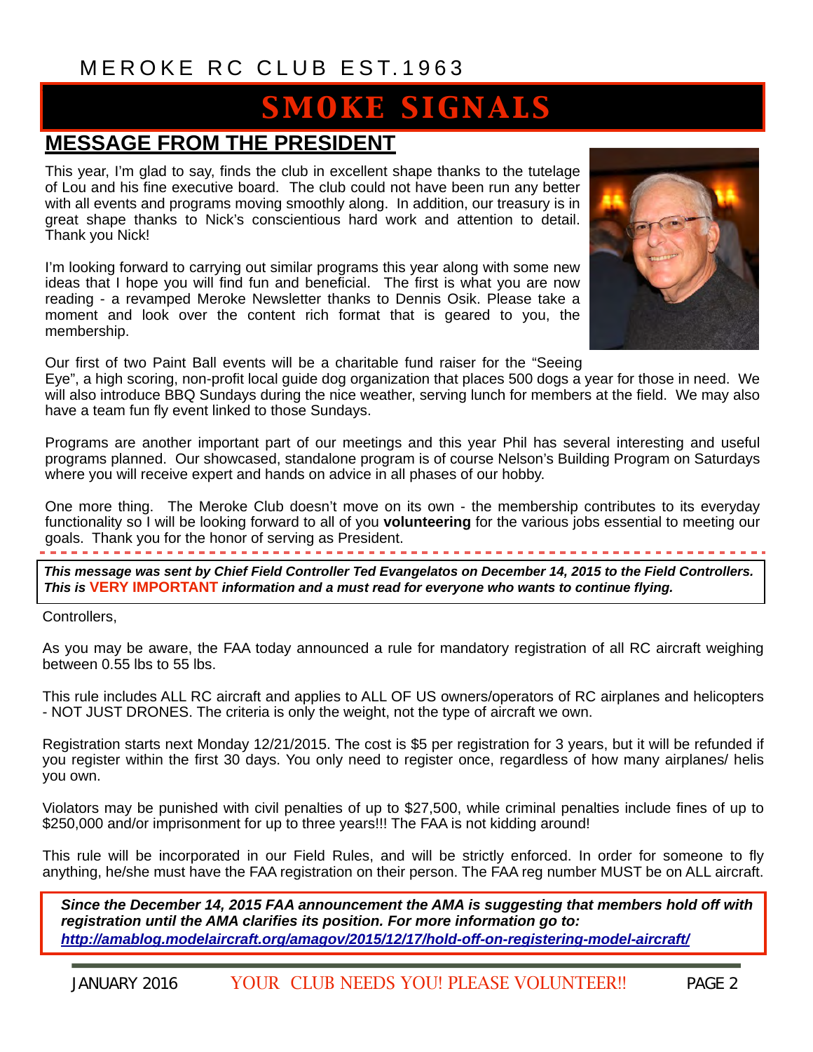MEROKE RC CLUB EST.1963

# SMOKE SIGNALS

## MESSAGE FROM THE PRESIDENT

This year, I'm glad to say, finds the club in excellent shape thanks to the tutelage of Lou and his fine executive board. The club could not have been run any better with all events and programs moving smoothly along. In addition, our treasury is in great shape thanks to Nick's conscientious hard work and attention to detail. Thank you Nick!

I'm looking forward to carrying out similar programs this year along with some new ideas that I hope you will find fun and beneficial. The first is what you are now reading - a revamped Meroke Newsletter thanks to Dennis Osik. Please take a moment and look over the content rich format that is geared to you, the membership.

Our first of two Paint Ball events will be a charitable fund raiser for the "Seeing Eye", a high scoring, non-profit local guide dog organization that places 500 dogs a year for those in need. We will also introduce BBQ Sundays during the nice weather, serving lunch for members at the field. We may also have a team fun fly event linked to those Sundays.

Programs are another important part of our meetings and this year Phil has several interesting and useful programs planned. Our showcased, standalone program is of course Nelson's Building Program on Saturdays where you will receive expert and hands on advice in all phases of our hobby.

One more thing. The Meroke Club doesn't move on its own - the membership contributes to its everyday functionality so I will be looking forward to all of you **volunteering** for the various jobs essential to meeting our goals. Thank you for the honor of serving as President.

---

***This message was sent by Chief Field Controller Ted Evangelatos on December 14, 2015 to the Field Controllers. This is VERY IMPORTANT information and a must read for everyone who wants to continue flying.***

Controllers,

As you may be aware, the FAA today announced a rule for mandatory registration of all RC aircraft weighing between 0.55 lbs to 55 lbs.

This rule includes ALL RC aircraft and applies to ALL OF US owners/operators of RC airplanes and helicopters - NOT JUST DRONES. The criteria is only the weight, not the type of aircraft we own.

Registration starts next Monday 12/21/2015. The cost is $5 per registration for 3 years, but it will be refunded if you register within the first 30 days. You only need to register once, regardless of how many airplanes/ helis you own.

Violators may be punished with civil penalties of up to $27,500, while criminal penalties include fines of up to $250,000 and/or imprisonment for up to three years!!! The FAA is not kidding around!

This rule will be incorporated in our Field Rules, and will be strictly enforced. In order for someone to fly anything, he/she must have the FAA registration on their person. The FAA reg number MUST be on ALL aircraft.

***Since the December 14, 2015 FAA announcement the AMA is suggesting that members hold off with registration until the AMA clarifies its position. For more information go to: http://amablog.modelaircraft.org/amagov/2015/12/17/hold-off-on-registering-model-aircraft/***

JANUARY 2016 YOUR CLUB NEEDS YOU! PLEASE VOLUNTEER!!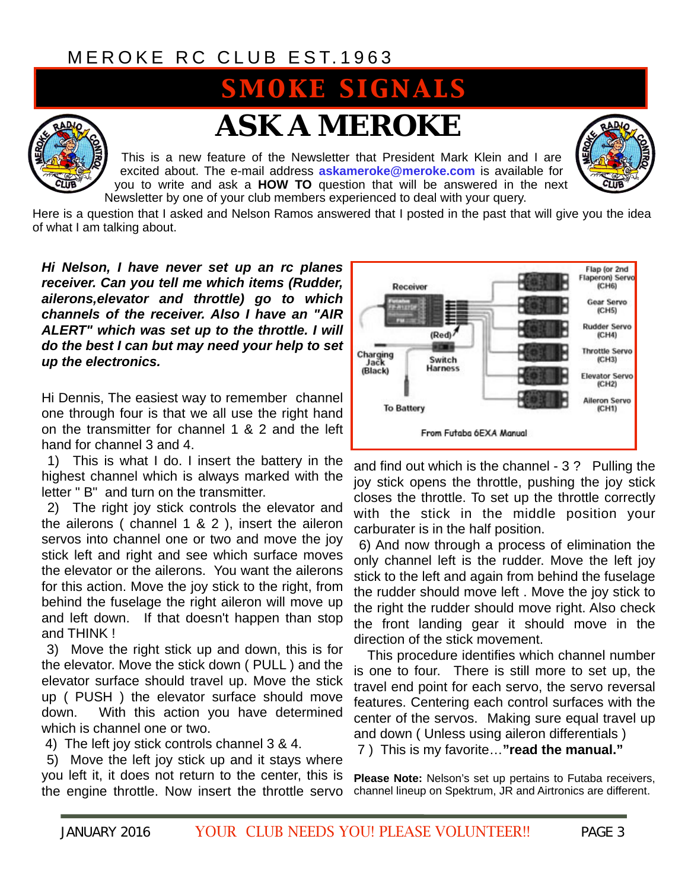MEROKE RC CLUB EST.1963

# SMOKE SIGNALS

## ASK A MEROKE

This is a new feature of the Newsletter that President Mark Klein and I are excited about. The e-mail address **askameroke@meroke.com** is available for you to write and ask a **HOW TO** question that will be answered in the next Newsletter by one of your club members experienced to deal with your query.

Here is a question that I asked and Nelson Ramos answered that I posted in the past that will give you the idea of what I am talking about.

***Hi Nelson, I have never set up an rc planes receiver. Can you tell me which items (Rudder, ailerons,elevator and throttle) go to which channels of the receiver. Also I have an "AIR ALERT" which was set up to the throttle. I will do the best I can but may need your help to set up the electronics.***

Hi Dennis, The easiest way to remember channel one through four is that we all use the right hand on the transmitter for channel 1 & 2 and the left hand for channel 3 and 4.

1) This is what I do. I insert the battery in the highest channel which is always marked with the letter " B" and turn on the transmitter.

2) The right joy stick controls the elevator and the ailerons ( channel 1 & 2 ), insert the aileron servos into channel one or two and move the joy stick left and right and see which surface moves the elevator or the ailerons. You want the ailerons for this action. Move the joy stick to the right, from behind the fuselage the right aileron will move up and left down. If that doesn't happen than stop and THINK !

3) Move the right stick up and down, this is for the elevator. Move the stick down ( PULL ) and the elevator surface should travel up. Move the stick up ( PUSH ) the elevator surface should move down. With this action you have determined which is channel one or two.

4) The left joy stick controls channel 3 & 4.

5) Move the left joy stick up and it stays where you left it, it does not return to the center, this is the engine throttle. Now insert the throttle servo and find out which is the channel - 3 ? Pulling the joy stick opens the throttle, pushing the joy stick closes the throttle. To set up the throttle correctly with the stick in the middle position your carburater is in the half position.

Receiver — Charging Jack (Black) — (Red) — Switch Harness — To Battery — Flap (or 2nd Flaperon) Servo (CH6) — Gear Servo (CH5) — Rudder Servo (CH4) — Throttle Servo (CH3) — Elevator Servo (CH2) — Aileron Servo (CH1)

From Futaba 6EXA Manual

6) And now through a process of elimination the only channel left is the rudder. Move the left joy stick to the left and again from behind the fuselage the rudder should move left . Move the joy stick to the right the rudder should move right. Also check the front landing gear it should move in the direction of the stick movement.

This procedure identifies which channel number is one to four. There is still more to set up, the travel end point for each servo, the servo reversal features. Centering each control surfaces with the center of the servos. Making sure equal travel up and down ( Unless using aileron differentials )

7 ) This is my favorite…**"read the manual."**

**Please Note:** Nelson's set up pertains to Futaba receivers, channel lineup on Spektrum, JR and Airtronics are different.

YOUR CLUB NEEDS YOU! PLEASE VOLUNTEER!!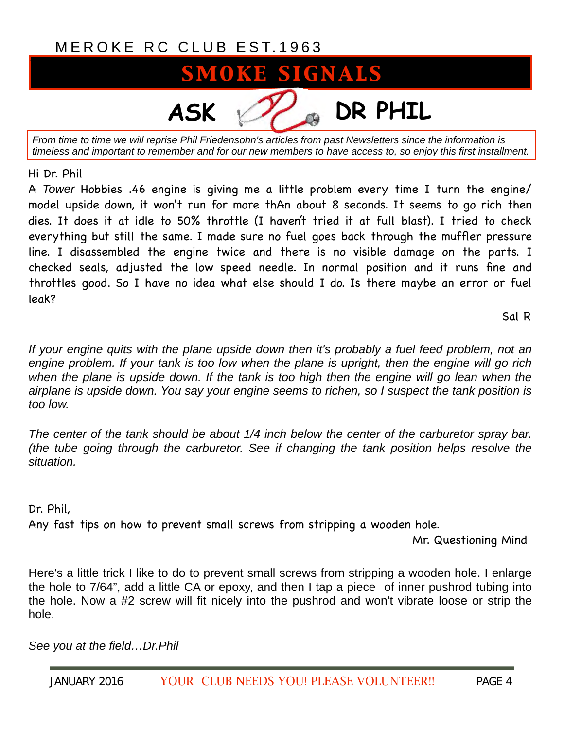MEROKE RC CLUB EST.1963

# SMOKE SIGNALS

## ASK DR PHIL

*From time to time we will reprise Phil Friedensohn's articles from past Newsletters since the information is timeless and important to remember and for our new members to have access to, so enjoy this first installment.*

Hi Dr. Phil

A *Tower* Hobbies .46 engine is giving me a little problem every time I turn the engine/ model upside down, it won't run for more thAn about 8 seconds. It seems to go rich then dies. It does it at idle to 50% throttle (I haven't tried it at full blast). I tried to check everything but still the same. I made sure no fuel goes back through the muffler pressure line. I disassembled the engine twice and there is no visible damage on the parts. I checked seals, adjusted the low speed needle. In normal position and it runs fine and throttles good. So I have no idea what else should I do. Is there maybe an error or fuel leak?

Sal R

*If your engine quits with the plane upside down then it's probably a fuel feed problem, not an engine problem. If your tank is too low when the plane is upright, then the engine will go rich when the plane is upside down. If the tank is too high then the engine will go lean when the airplane is upside down. You say your engine seems to richen, so I suspect the tank position is too low.*

*The center of the tank should be about 1/4 inch below the center of the carburetor spray bar. (the tube going through the carburetor. See if changing the tank position helps resolve the situation.*

Dr. Phil,

Any fast tips on how to prevent small screws from stripping a wooden hole.

Mr. Questioning Mind

Here's a little trick I like to do to prevent small screws from stripping a wooden hole. I enlarge the hole to 7/64", add a little CA or epoxy, and then I tap a piece of inner pushrod tubing into the hole. Now a #2 screw will fit nicely into the pushrod and won't vibrate loose or strip the hole.

*See you at the field…Dr.Phil*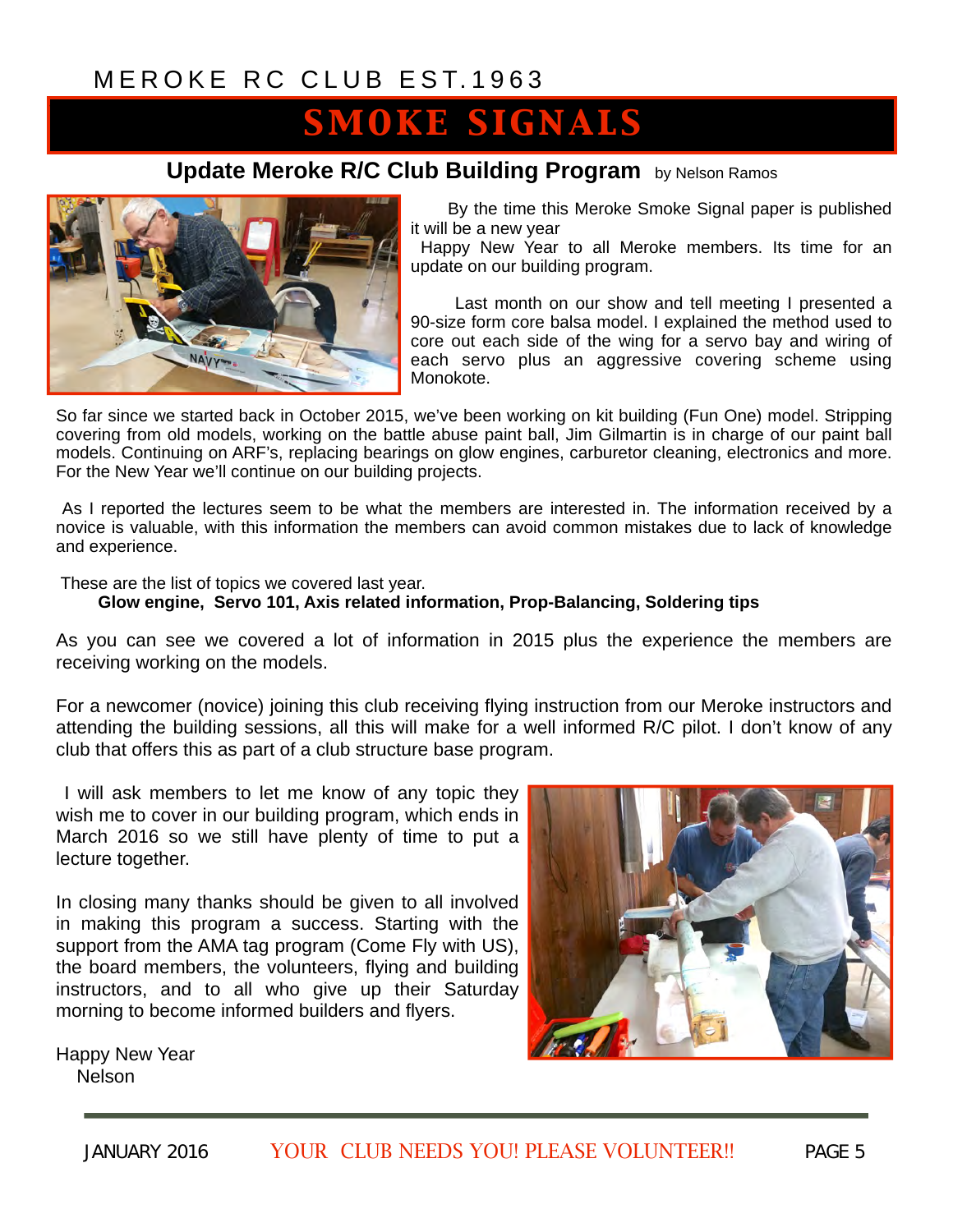## Update Meroke R/C Club Building Program by Nelson Ramos

By the time this Meroke Smoke Signal paper is published it will be a new year

Happy New Year to all Meroke members. Its time for an update on our building program.

Last month on our show and tell meeting I presented a 90-size form core balsa model. I explained the method used to core out each side of the wing for a servo bay and wiring of each servo plus an aggressive covering scheme using Monokote.

So far since we started back in October 2015, we've been working on kit building (Fun One) model. Stripping covering from old models, working on the battle abuse paint ball, Jim Gilmartin is in charge of our paint ball models. Continuing on ARF's, replacing bearings on glow engines, carburetor cleaning, electronics and more. For the New Year we'll continue on our building projects.

As I reported the lectures seem to be what the members are interested in. The information received by a novice is valuable, with this information the members can avoid common mistakes due to lack of knowledge and experience.

These are the list of topics we covered last year.

**Glow engine, Servo 101, Axis related information, Prop-Balancing, Soldering tips**

As you can see we covered a lot of information in 2015 plus the experience the members are receiving working on the models.

For a newcomer (novice) joining this club receiving flying instruction from our Meroke instructors and attending the building sessions, all this will make for a well informed R/C pilot. I don't know of any club that offers this as part of a club structure base program.

I will ask members to let me know of any topic they wish me to cover in our building program, which ends in March 2016 so we still have plenty of time to put a lecture together.

In closing many thanks should be given to all involved in making this program a success. Starting with the support from the AMA tag program (Come Fly with US), the board members, the volunteers, flying and building instructors, and to all who give up their Saturday morning to become informed builders and flyers.

Happy New Year
Nelson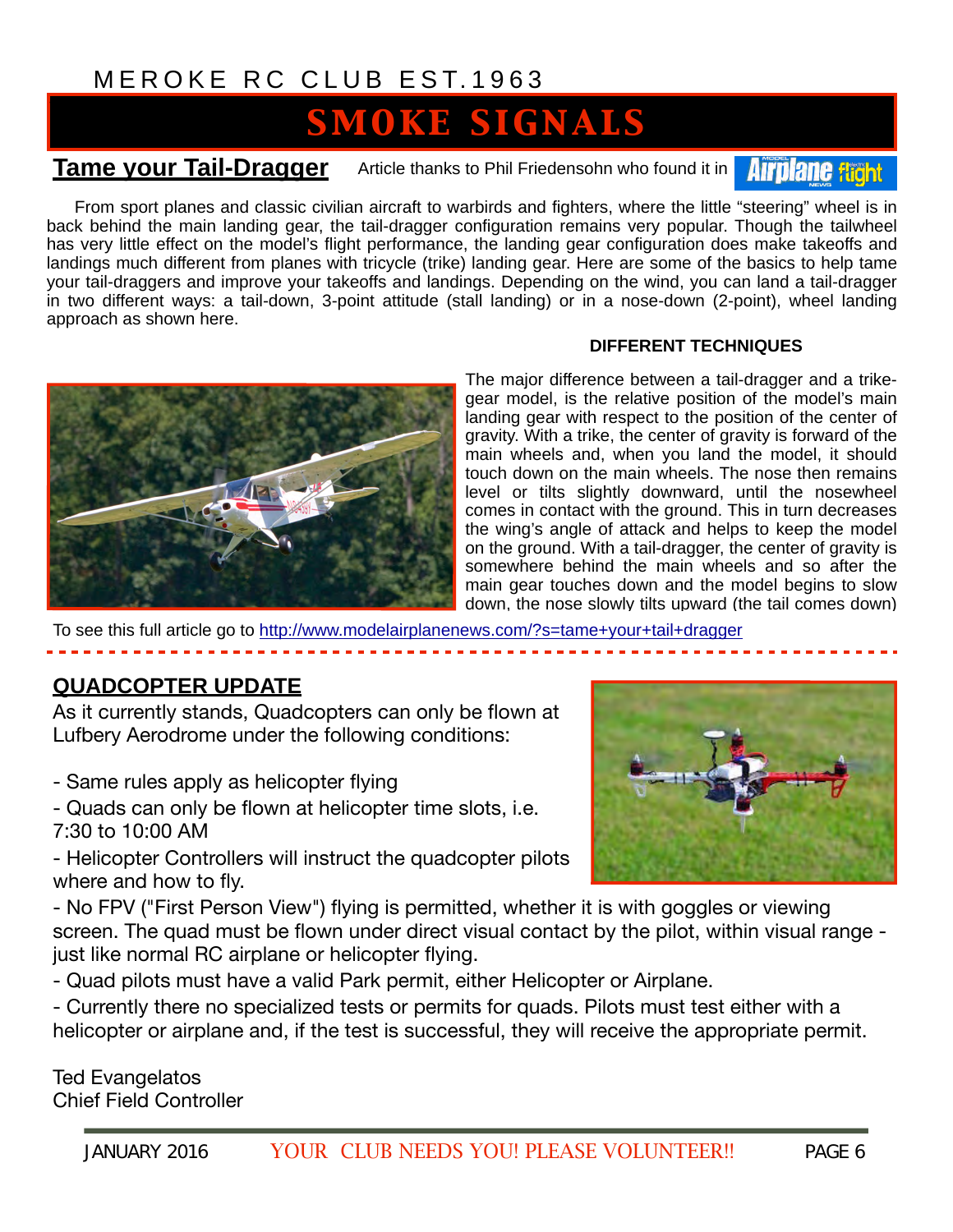## Tame your Tail-Dragger

Article thanks to Phil Friedensohn who found it in Model Airplane News / Electric flight

From sport planes and classic civilian aircraft to warbirds and fighters, where the little "steering" wheel is in back behind the main landing gear, the tail-dragger configuration remains very popular. Though the tailwheel has very little effect on the model's flight performance, the landing gear configuration does make takeoffs and landings much different from planes with tricycle (trike) landing gear. Here are some of the basics to help tame your tail-draggers and improve your takeoffs and landings. Depending on the wind, you can land a tail-dragger in two different ways: a tail-down, 3-point attitude (stall landing) or in a nose-down (2-point), wheel landing approach as shown here.

**DIFFERENT TECHNIQUES**

The major difference between a tail-dragger and a trike-gear model, is the relative position of the model's main landing gear with respect to the position of the center of gravity. With a trike, the center of gravity is forward of the main wheels and, when you land the model, it should touch down on the main wheels. The nose then remains level or tilts slightly downward, until the nosewheel comes in contact with the ground. This in turn decreases the wing's angle of attack and helps to keep the model on the ground. With a tail-dragger, the center of gravity is somewhere behind the main wheels and so after the main gear touches down and the model begins to slow down, the nose slowly tilts upward (the tail comes down)

To see this full article go to http://www.modelairplanenews.com/?s=tame+your+tail+dragger

## QUADCOPTER UPDATE

As it currently stands, Quadcopters can only be flown at Lufbery Aerodrome under the following conditions:

- Same rules apply as helicopter flying
- Quads can only be flown at helicopter time slots, i.e. 7:30 to 10:00 AM
- Helicopter Controllers will instruct the quadcopter pilots where and how to fly.
- No FPV ("First Person View") flying is permitted, whether it is with goggles or viewing screen. The quad must be flown under direct visual contact by the pilot, within visual range - just like normal RC airplane or helicopter flying.
- Quad pilots must have a valid Park permit, either Helicopter or Airplane.
- Currently there no specialized tests or permits for quads. Pilots must test either with a helicopter or airplane and, if the test is successful, they will receive the appropriate permit.

Ted Evangelatos
Chief Field Controller

YOUR CLUB NEEDS YOU! PLEASE VOLUNTEER!!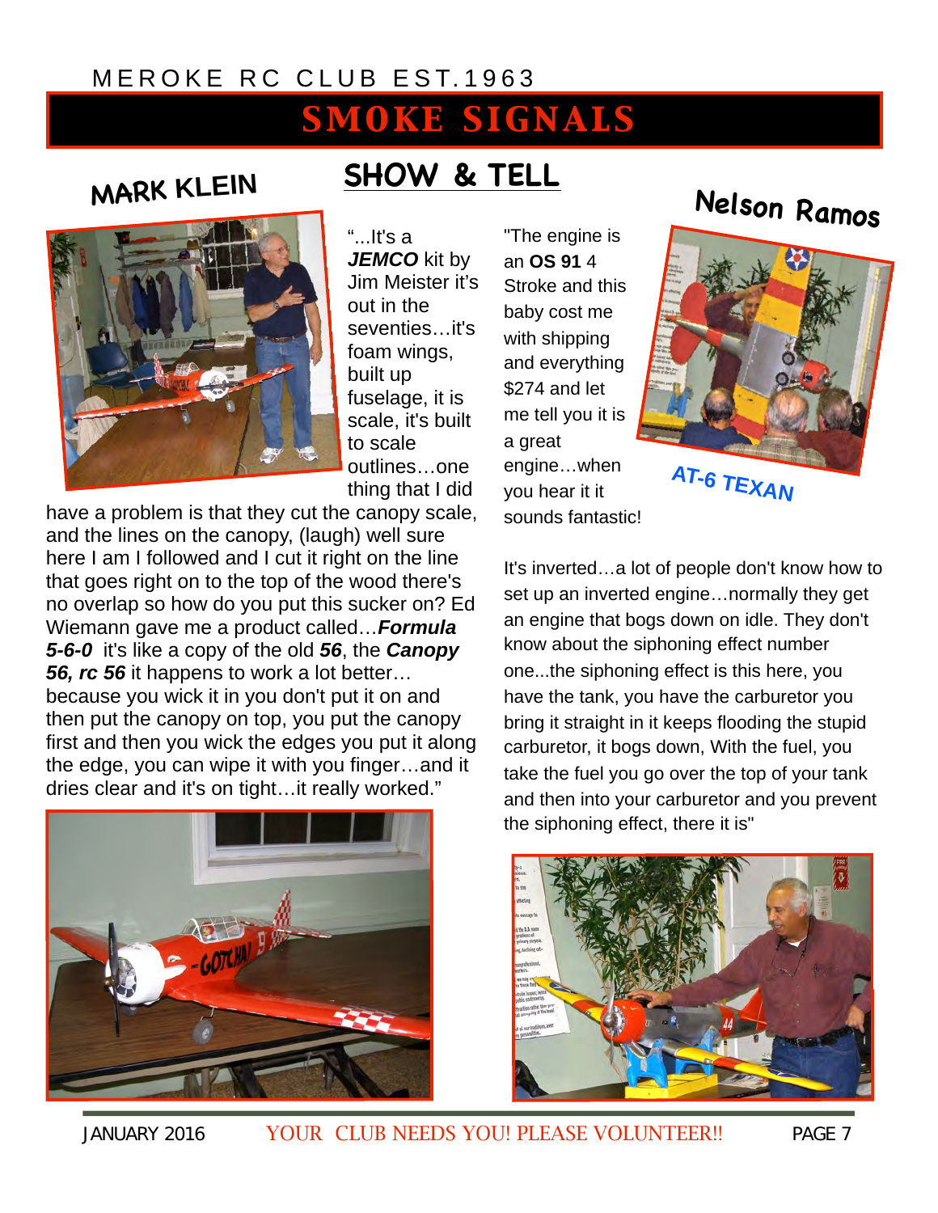# SMOKE SIGNALS

## SHOW & TELL

### MARK KLEIN

"...It's a ***JEMCO*** kit by Jim Meister it's out in the seventies…it's foam wings, built up fuselage, it is scale, it's built to scale outlines…one thing that I did have a problem is that they cut the canopy scale, and the lines on the canopy, (laugh) well sure here I am I followed and I cut it right on the line that goes right on to the top of the wood there's no overlap so how do you put this sucker on? Ed Wiemann gave me a product called…***Formula 5-6-0*** it's like a copy of the old ***56***, the ***Canopy 56, rc 56*** it happens to work a lot better… because you wick it in you don't put it on and then put the canopy on top, you put the canopy first and then you wick the edges you put it along the edge, you can wipe it with you finger…and it dries clear and it's on tight…it really worked."

### Nelson Ramos

**AT-6 TEXAN**

"The engine is an **OS 91** 4 Stroke and this baby cost me with shipping and everything $274 and let me tell you it is a great engine…when you hear it it sounds fantastic!

It's inverted…a lot of people don't know how to set up an inverted engine…normally they get an engine that bogs down on idle. They don't know about the siphoning effect number one...the siphoning effect is this here, you have the tank, you have the carburetor you bring it straight in it keeps flooding the stupid carburetor, it bogs down, With the fuel, you take the fuel you go over the top of your tank and then into your carburetor and you prevent the siphoning effect, there it is"

YOUR CLUB NEEDS YOU! PLEASE VOLUNTEER!!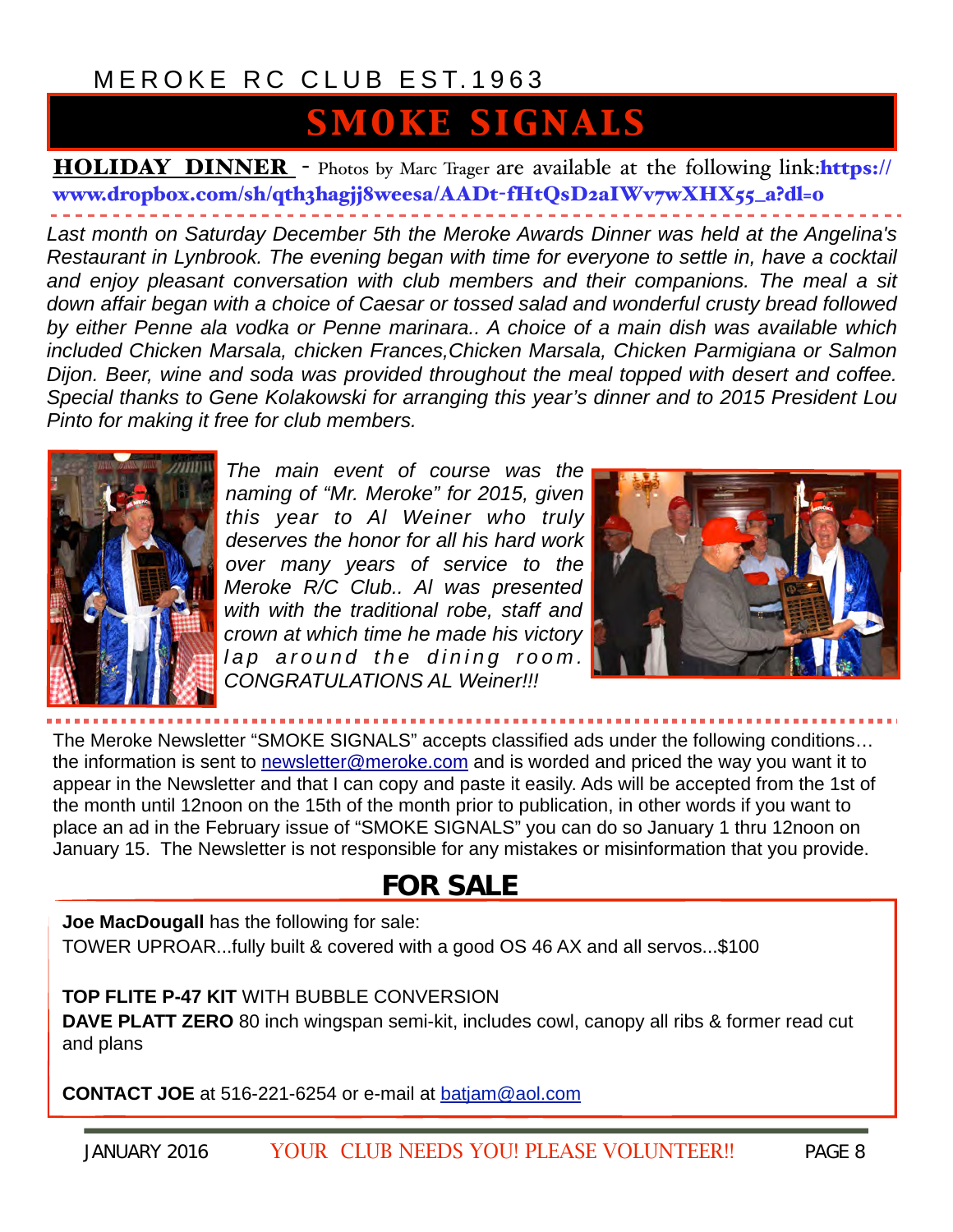MEROKE RC CLUB EST.1963

# SMOKE SIGNALS

**HOLIDAY DINNER** - Photos by Marc Trager are available at the following link:**https://www.dropbox.com/sh/qth3hagjj8weesa/AADt-fHtQsD2aIWv7wXHX55_a?dl=0**

*Last month on Saturday December 5th the Meroke Awards Dinner was held at the Angelina's Restaurant in Lynbrook. The evening began with time for everyone to settle in, have a cocktail and enjoy pleasant conversation with club members and their companions. The meal a sit down affair began with a choice of Caesar or tossed salad and wonderful crusty bread followed by either Penne ala vodka or Penne marinara.. A choice of a main dish was available which included Chicken Marsala, chicken Frances,Chicken Marsala, Chicken Parmigiana or Salmon Dijon. Beer, wine and soda was provided throughout the meal topped with desert and coffee. Special thanks to Gene Kolakowski for arranging this year's dinner and to 2015 President Lou Pinto for making it free for club members.*

*The main event of course was the naming of "Mr. Meroke" for 2015, given this year to Al Weiner who truly deserves the honor for all his hard work over many years of service to the Meroke R/C Club.. Al was presented with with the traditional robe, staff and crown at which time he made his victory lap around the dining room. CONGRATULATIONS AL Weiner!!!*

The Meroke Newsletter "SMOKE SIGNALS" accepts classified ads under the following conditions… the information is sent to newsletter@meroke.com and is worded and priced the way you want it to appear in the Newsletter and that I can copy and paste it easily. Ads will be accepted from the 1st of the month until 12noon on the 15th of the month prior to publication, in other words if you want to place an ad in the February issue of "SMOKE SIGNALS" you can do so January 1 thru 12noon on January 15. The Newsletter is not responsible for any mistakes or misinformation that you provide.

## FOR SALE

**Joe MacDougall** has the following for sale:
TOWER UPROAR...fully built & covered with a good OS 46 AX and all servos...$100

**TOP FLITE P-47 KIT** WITH BUBBLE CONVERSION
**DAVE PLATT ZERO** 80 inch wingspan semi-kit, includes cowl, canopy all ribs & former read cut and plans

**CONTACT JOE** at 516-221-6254 or e-mail at batjam@aol.com

JANUARY 2016 YOUR CLUB NEEDS YOU! PLEASE VOLUNTEER!!